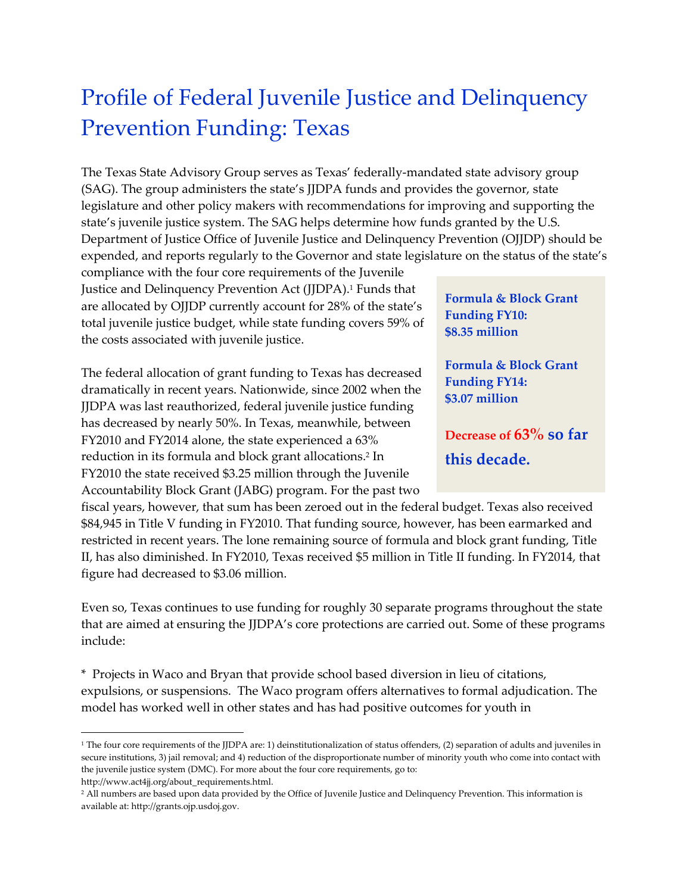# Profile of Federal Juvenile Justice and Delinquency Prevention Funding: Texas

The Texas State Advisory Group serves as Texas' federally-mandated state advisory group (SAG). The group administers the state's JJDPA funds and provides the governor, state legislature and other policy makers with recommendations for improving and supporting the state's juvenile justice system. The SAG helps determine how funds granted by the U.S. Department of Justice Office of Juvenile Justice and Delinquency Prevention (OJJDP) should be expended, and reports regularly to the Governor and state legislature on the status of the state's compliance with the four core requirements of the Juvenile Justice and Delinquency Prevention Act (JJDPA).[1] Funds that are allocated by OJJDP currently account for 28% of the state's total juvenile justice budget, while state funding covers 59% of the costs associated with juvenile justice.

**Formula & Block Grant Funding FY10: $8.35 million**

**Formula & Block Grant Funding FY14: $3.07 million**

**Decrease of 63% so far this decade.**

The federal allocation of grant funding to Texas has decreased dramatically in recent years. Nationwide, since 2002 when the JJDPA was last reauthorized, federal juvenile justice funding has decreased by nearly 50%. In Texas, meanwhile, between FY2010 and FY2014 alone, the state experienced a 63% reduction in its formula and block grant allocations.[2] In FY2010 the state received $3.25 million through the Juvenile Accountability Block Grant (JABG) program. For the past two fiscal years, however, that sum has been zeroed out in the federal budget. Texas also received $84,945 in Title V funding in FY2010. That funding source, however, has been earmarked and restricted in recent years. The lone remaining source of formula and block grant funding, Title II, has also diminished. In FY2010, Texas received $5 million in Title II funding. In FY2014, that figure had decreased to $3.06 million.

Even so, Texas continues to use funding for roughly 30 separate programs throughout the state that are aimed at ensuring the JJDPA's core protections are carried out. Some of these programs include:

* Projects in Waco and Bryan that provide school based diversion in lieu of citations, expulsions, or suspensions. The Waco program offers alternatives to formal adjudication. The model has worked well in other states and has had positive outcomes for youth in

---

[1] The four core requirements of the JJDPA are: 1) deinstitutionalization of status offenders, (2) separation of adults and juveniles in secure institutions, 3) jail removal; and 4) reduction of the disproportionate number of minority youth who come into contact with the juvenile justice system (DMC). For more about the four core requirements, go to: http://www.act4jj.org/about_requirements.html.

[2] All numbers are based upon data provided by the Office of Juvenile Justice and Delinquency Prevention. This information is available at: http://grants.ojp.usdoj.gov.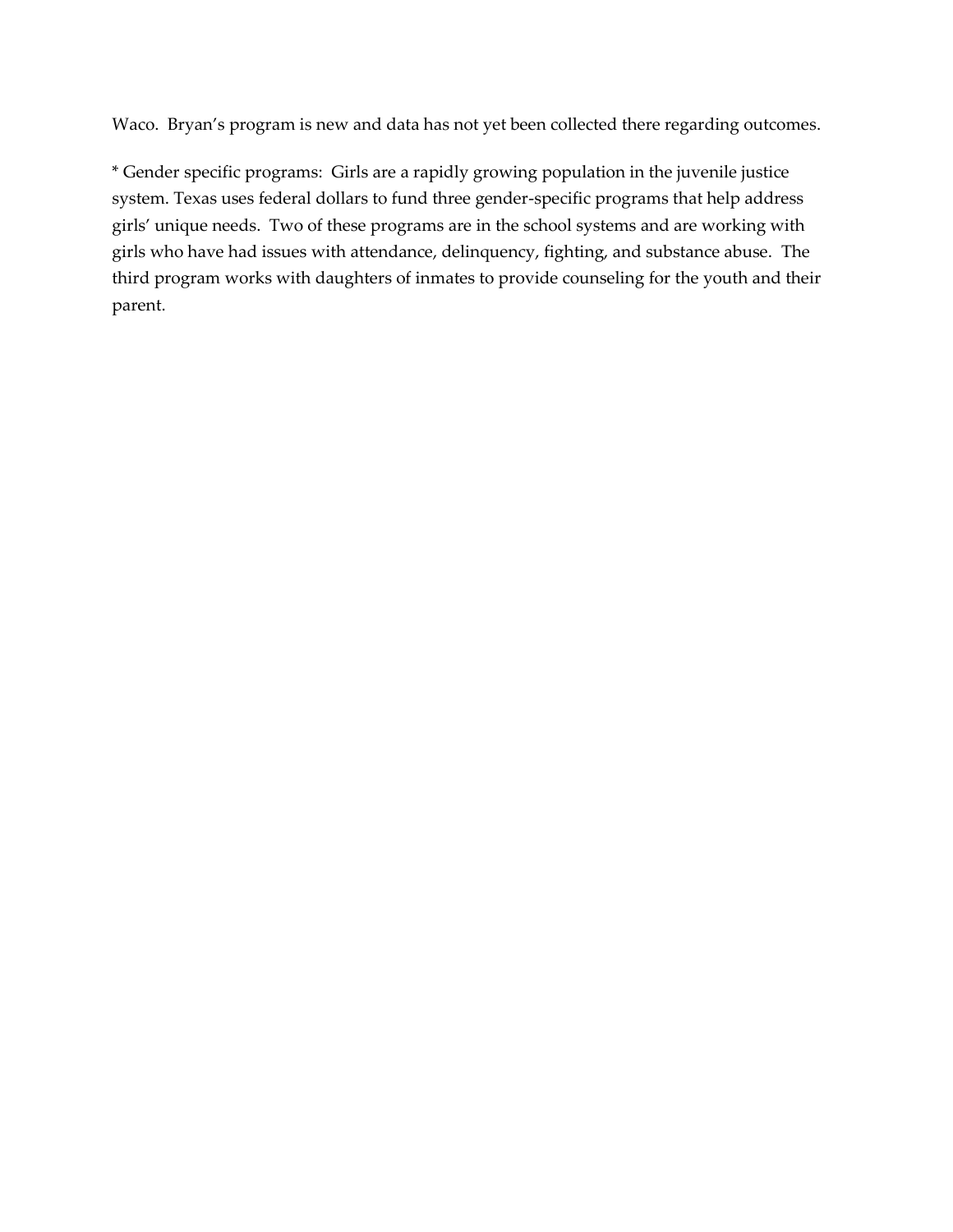Waco. Bryan's program is new and data has not yet been collected there regarding outcomes.

* Gender specific programs: Girls are a rapidly growing population in the juvenile justice system. Texas uses federal dollars to fund three gender-specific programs that help address girls' unique needs. Two of these programs are in the school systems and are working with girls who have had issues with attendance, delinquency, fighting, and substance abuse. The third program works with daughters of inmates to provide counseling for the youth and their parent.